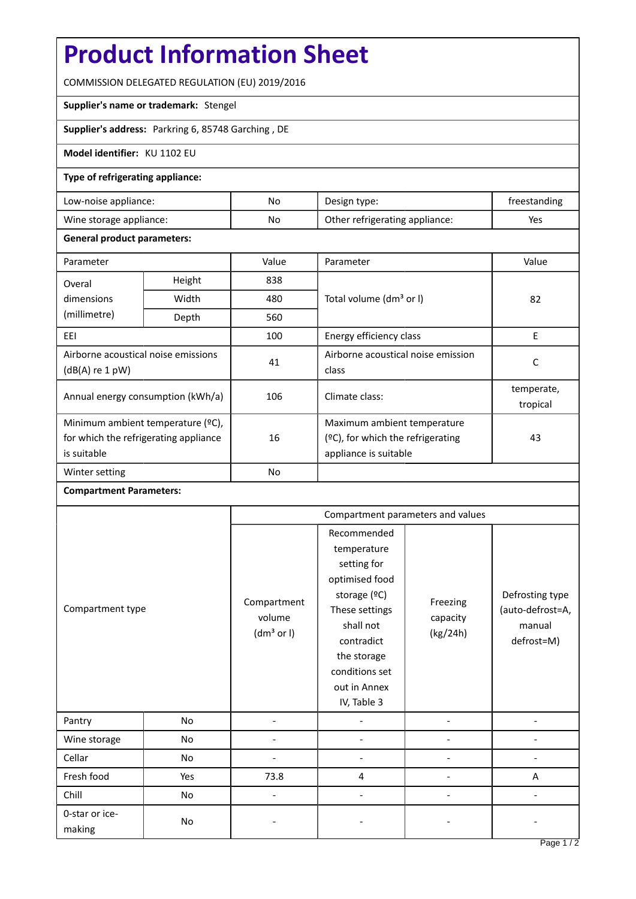# Product Information Sheet

COMMISSION DELEGATED REGULATION (EU) 2019/2016

**Supplier's name or trademark:** Stengel

**Supplier's address:** Parkring 6, 85748 Garching , DE

**Model identifier:** KU 1102 EU

**Type of refrigerating appliance:**

| | | | |
|---|---|---|---|
| Low-noise appliance: | No | Design type: | freestanding |
| Wine storage appliance: | No | Other refrigerating appliance: | Yes |

**General product parameters:**

| Parameter | | Value | Parameter | Value |
|---|---|---|---|---|
| Overal dimensions (millimetre) | Height | 838 | Total volume (dm³ or l) | 82 |
| | Width | 480 | | |
| | Depth | 560 | | |
| EEI | | 100 | Energy efficiency class | E |
| Airborne acoustical noise emissions (dB(A) re 1 pW) | | 41 | Airborne acoustical noise emission class | C |
| Annual energy consumption (kWh/a) | | 106 | Climate class: | temperate, tropical |
| Minimum ambient temperature (ºC), for which the refrigerating appliance is suitable | | 16 | Maximum ambient temperature (ºC), for which the refrigerating appliance is suitable | 43 |
| Winter setting | | No | | |

**Compartment Parameters:**

| Compartment type | | Compartment parameters and values | | | |
|---|---|---|---|---|---|
| | | Compartment volume (dm³ or l) | Recommended temperature setting for optimised food storage (ºC) These settings shall not contradict the storage conditions set out in Annex IV, Table 3 | Freezing capacity (kg/24h) | Defrosting type (auto-defrost=A, manual defrost=M) |
| Pantry | No | - | - | - | - |
| Wine storage | No | - | - | - | - |
| Cellar | No | - | - | - | - |
| Fresh food | Yes | 73.8 | 4 | - | A |
| Chill | No | - | - | - | - |
| 0-star or ice-making | No | - | - | - | - |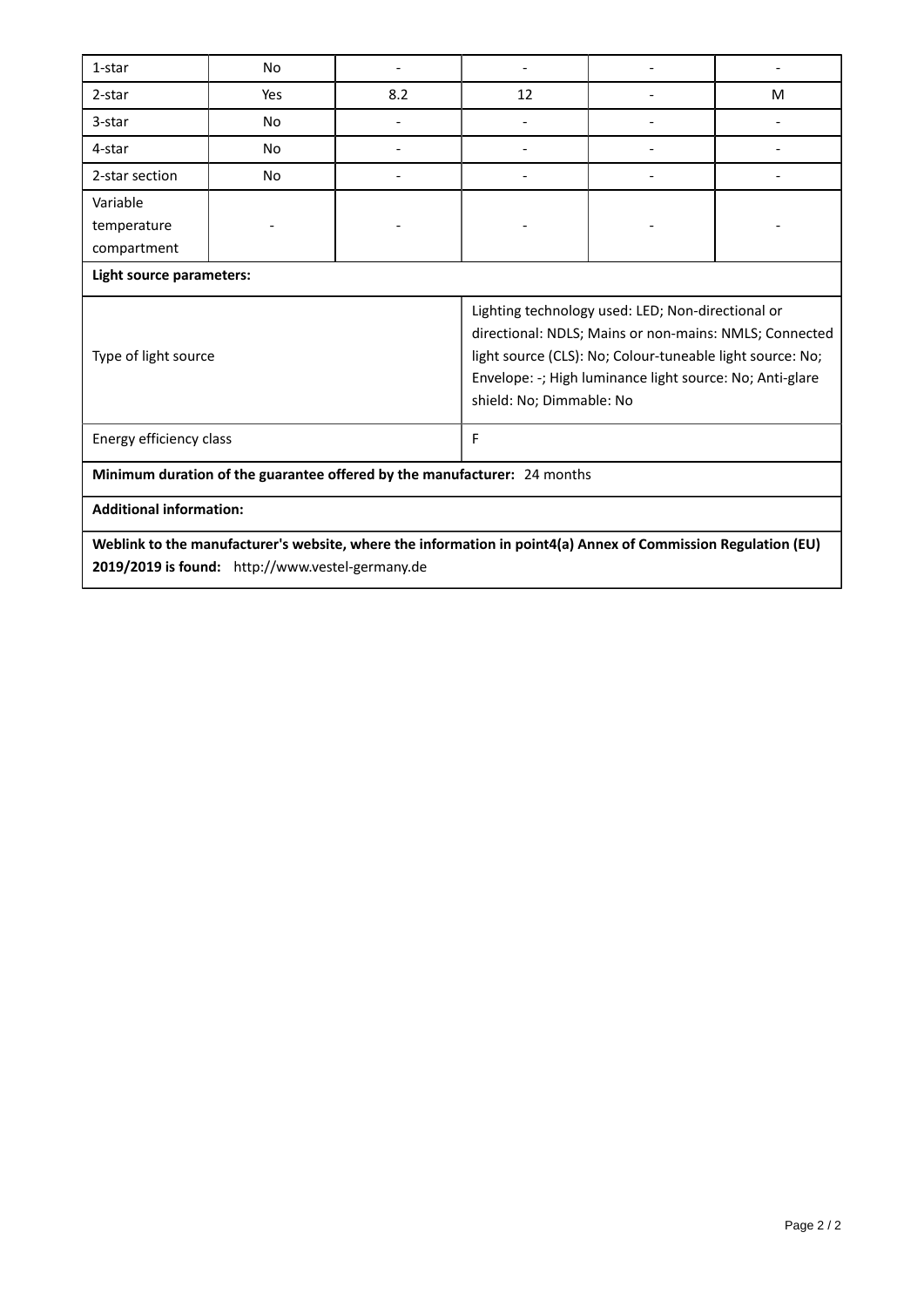| | | | | | |
|---|---|---|---|---|---|
| 1-star | No | - | - | - | - |
| 2-star | Yes | 8.2 | 12 | - | M |
| 3-star | No | - | - | - | - |
| 4-star | No | - | - | - | - |
| 2-star section | No | - | - | - | - |
| Variable temperature compartment | - | - | - | - | - |

**Light source parameters:**

| | |
|---|---|
| Type of light source | Lighting technology used: LED; Non-directional or directional: NDLS; Mains or non-mains: NMLS; Connected light source (CLS): No; Colour-tuneable light source: No; Envelope: -; High luminance light source: No; Anti-glare shield: No; Dimmable: No |
| Energy efficiency class | F |

**Minimum duration of the guarantee offered by the manufacturer:** 24 months

**Additional information:**

**Weblink to the manufacturer's website, where the information in point4(a) Annex of Commission Regulation (EU) 2019/2019 is found:** http://www.vestel-germany.de